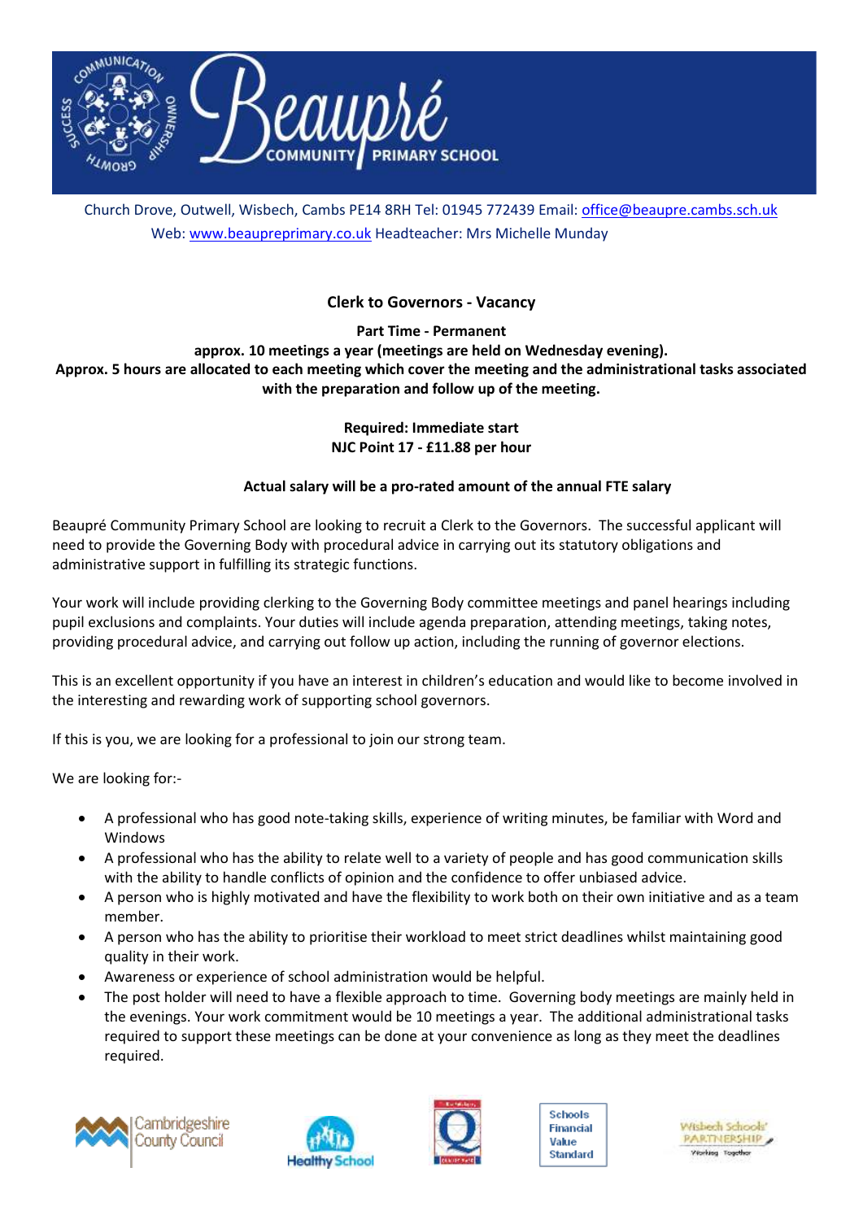# Beaupré Community Primary School

Church Drove, Outwell, Wisbech, Cambs PE14 8RH Tel: 01945 772439 Email: office@beaupre.cambs.sch.uk
Web: www.beaupreprimary.co.uk Headteacher: Mrs Michelle Munday

## Clerk to Governors - Vacancy

**Part Time - Permanent**
**approx. 10 meetings a year (meetings are held on Wednesday evening).**
**Approx. 5 hours are allocated to each meeting which cover the meeting and the administrational tasks associated with the preparation and follow up of the meeting.**

**Required: Immediate start**
**NJC Point 17 - £11.88 per hour**

**Actual salary will be a pro-rated amount of the annual FTE salary**

Beaupré Community Primary School are looking to recruit a Clerk to the Governors. The successful applicant will need to provide the Governing Body with procedural advice in carrying out its statutory obligations and administrative support in fulfilling its strategic functions.

Your work will include providing clerking to the Governing Body committee meetings and panel hearings including pupil exclusions and complaints. Your duties will include agenda preparation, attending meetings, taking notes, providing procedural advice, and carrying out follow up action, including the running of governor elections.

This is an excellent opportunity if you have an interest in children's education and would like to become involved in the interesting and rewarding work of supporting school governors.

If this is you, we are looking for a professional to join our strong team.

We are looking for:-

- A professional who has good note-taking skills, experience of writing minutes, be familiar with Word and Windows
- A professional who has the ability to relate well to a variety of people and has good communication skills with the ability to handle conflicts of opinion and the confidence to offer unbiased advice.
- A person who is highly motivated and have the flexibility to work both on their own initiative and as a team member.
- A person who has the ability to prioritise their workload to meet strict deadlines whilst maintaining good quality in their work.
- Awareness or experience of school administration would be helpful.
- The post holder will need to have a flexible approach to time. Governing body meetings are mainly held in the evenings. Your work commitment would be 10 meetings a year. The additional administrational tasks required to support these meetings can be done at your convenience as long as they meet the deadlines required.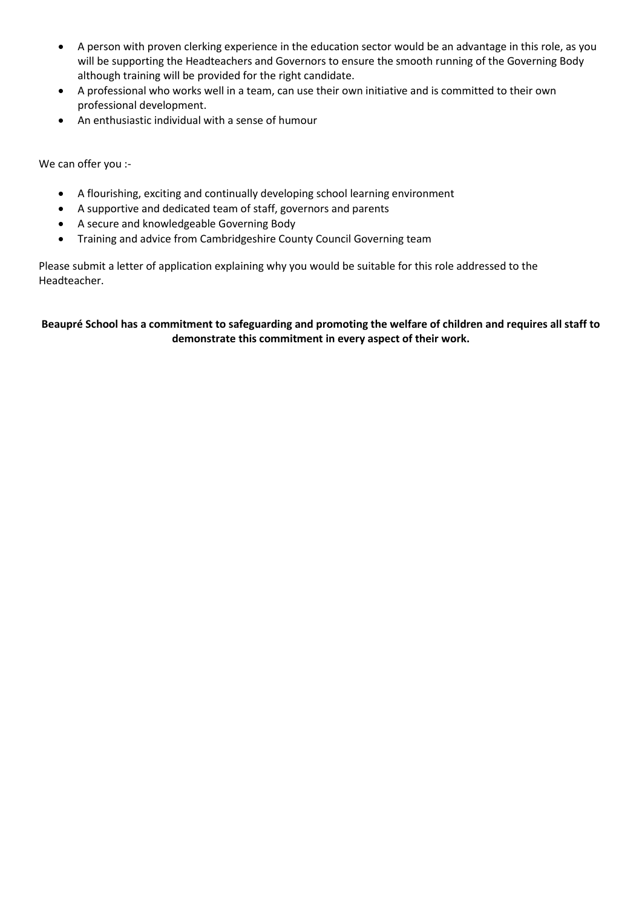- A person with proven clerking experience in the education sector would be an advantage in this role, as you will be supporting the Headteachers and Governors to ensure the smooth running of the Governing Body although training will be provided for the right candidate.
- A professional who works well in a team, can use their own initiative and is committed to their own professional development.
- An enthusiastic individual with a sense of humour

We can offer you :-

- A flourishing, exciting and continually developing school learning environment
- A supportive and dedicated team of staff, governors and parents
- A secure and knowledgeable Governing Body
- Training and advice from Cambridgeshire County Council Governing team

Please submit a letter of application explaining why you would be suitable for this role addressed to the Headteacher.

**Beaupré School has a commitment to safeguarding and promoting the welfare of children and requires all staff to demonstrate this commitment in every aspect of their work.**